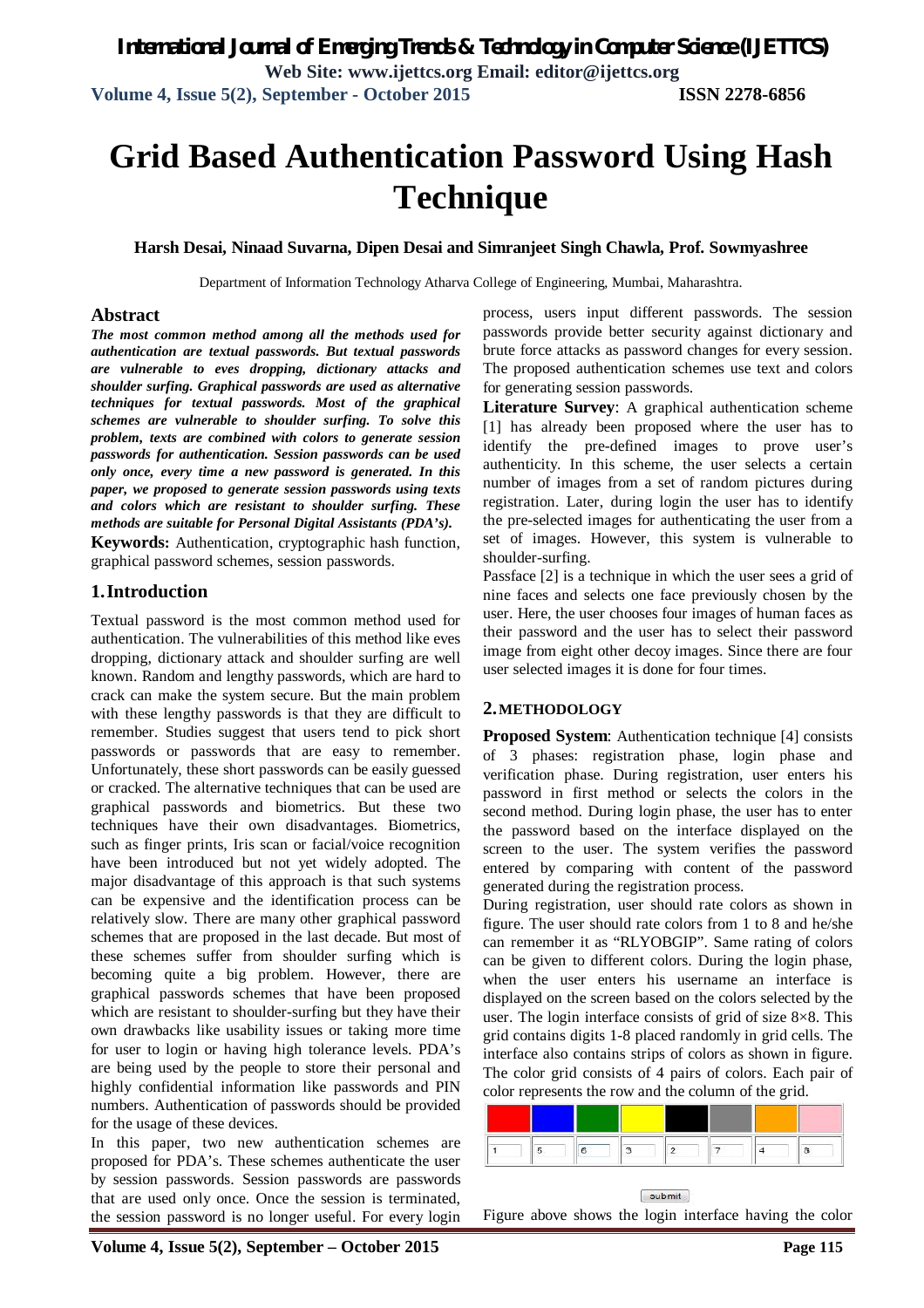# Grid Based Authentication Password Using Hash Technique

**Harsh Desai, Ninaad Suvarna, Dipen Desai and Simranjeet Singh Chawla, Prof. Sowmyashree**

Department of Information Technology Atharva College of Engineering, Mumbai, Maharashtra.

## Abstract

***The most common method among all the methods used for authentication are textual passwords. But textual passwords are vulnerable to eves dropping, dictionary attacks and shoulder surfing. Graphical passwords are used as alternative techniques for textual passwords. Most of the graphical schemes are vulnerable to shoulder surfing. To solve this problem, texts are combined with colors to generate session passwords for authentication. Session passwords can be used only once, every time a new password is generated. In this paper, we proposed to generate session passwords using texts and colors which are resistant to shoulder surfing. These methods are suitable for Personal Digital Assistants (PDA's).***

**Keywords:** Authentication, cryptographic hash function, graphical password schemes, session passwords.

## 1. Introduction

Textual password is the most common method used for authentication. The vulnerabilities of this method like eves dropping, dictionary attack and shoulder surfing are well known. Random and lengthy passwords, which are hard to crack can make the system secure. But the main problem with these lengthy passwords is that they are difficult to remember. Studies suggest that users tend to pick short passwords or passwords that are easy to remember. Unfortunately, these short passwords can be easily guessed or cracked. The alternative techniques that can be used are graphical passwords and biometrics. But these two techniques have their own disadvantages. Biometrics, such as finger prints, Iris scan or facial/voice recognition have been introduced but not yet widely adopted. The major disadvantage of this approach is that such systems can be expensive and the identification process can be relatively slow. There are many other graphical password schemes that are proposed in the last decade. But most of these schemes suffer from shoulder surfing which is becoming quite a big problem. However, there are graphical passwords schemes that have been proposed which are resistant to shoulder-surfing but they have their own drawbacks like usability issues or taking more time for user to login or having high tolerance levels. PDA's are being used by the people to store their personal and highly confidential information like passwords and PIN numbers. Authentication of passwords should be provided for the usage of these devices.

In this paper, two new authentication schemes are proposed for PDA's. These schemes authenticate the user by session passwords. Session passwords are passwords that are used only once. Once the session is terminated, the session password is no longer useful. For every login process, users input different passwords. The session passwords provide better security against dictionary and brute force attacks as password changes for every session. The proposed authentication schemes use text and colors for generating session passwords.

**Literature Survey**: A graphical authentication scheme [1] has already been proposed where the user has to identify the pre-defined images to prove user's authenticity. In this scheme, the user selects a certain number of images from a set of random pictures during registration. Later, during login the user has to identify the pre-selected images for authenticating the user from a set of images. However, this system is vulnerable to shoulder-surfing.

Passface [2] is a technique in which the user sees a grid of nine faces and selects one face previously chosen by the user. Here, the user chooses four images of human faces as their password and the user has to select their password image from eight other decoy images. Since there are four user selected images it is done for four times.

## 2. METHODOLOGY

**Proposed System**: Authentication technique [4] consists of 3 phases: registration phase, login phase and verification phase. During registration, user enters his password in first method or selects the colors in the second method. During login phase, the user has to enter the password based on the interface displayed on the screen to the user. The system verifies the password entered by comparing with content of the password generated during the registration process.

During registration, user should rate colors as shown in figure. The user should rate colors from 1 to 8 and he/she can remember it as "RLYOBGIP". Same rating of colors can be given to different colors. During the login phase, when the user enters his username an interface is displayed on the screen based on the colors selected by the user. The login interface consists of grid of size 8×8. This grid contains digits 1-8 placed randomly in grid cells. The interface also contains strips of colors as shown in figure. The color grid consists of 4 pairs of colors. Each pair of color represents the row and the column of the grid.

| Red | Blue | Green | Yellow | Black | Gray | Orange | Pink |
|---|---|---|---|---|---|---|---|
| 1 | 5 | 6 | 3 | 2 | 7 | 4 | 8 |

submit

Figure above shows the login interface having the color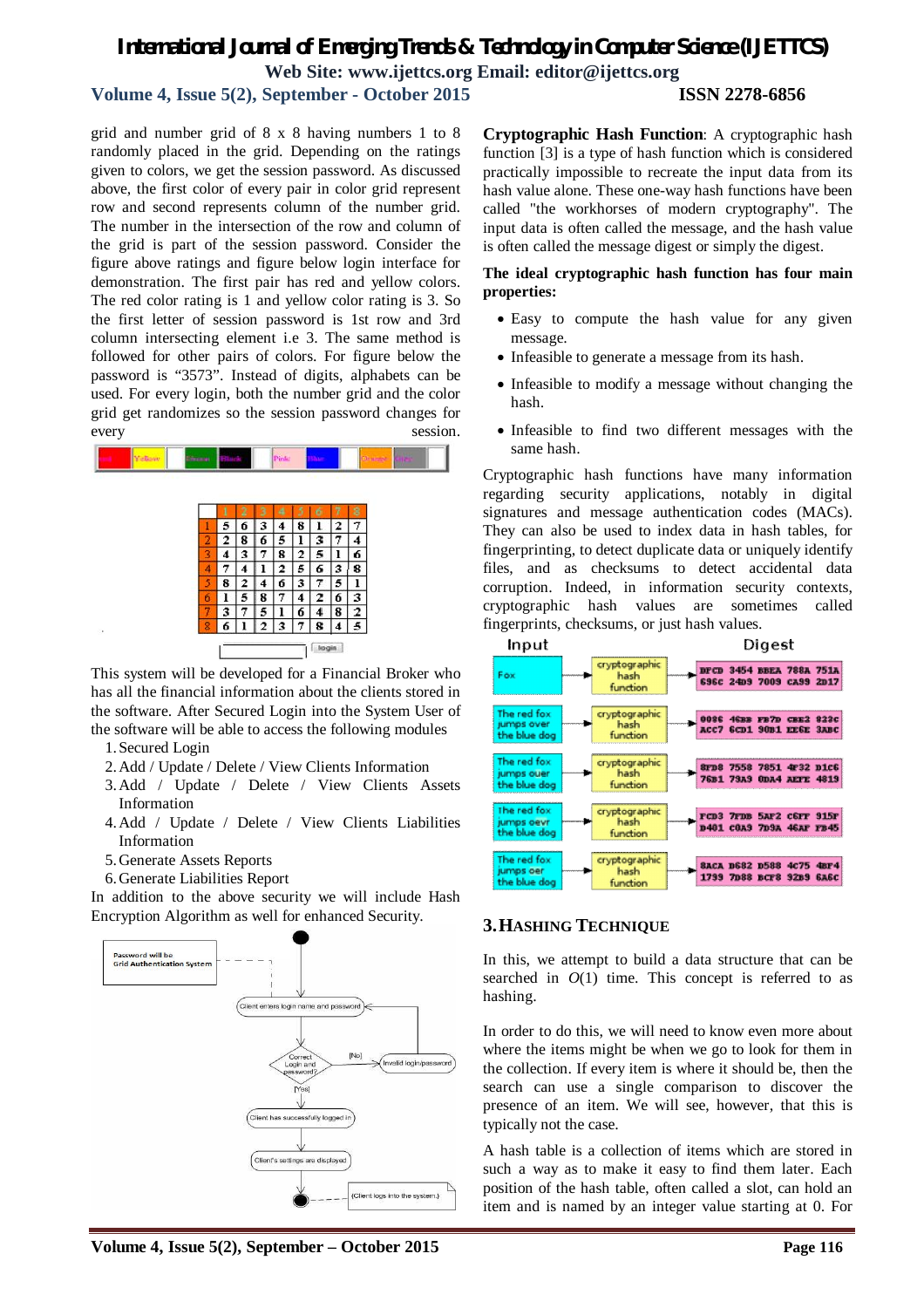grid and number grid of 8 x 8 having numbers 1 to 8 randomly placed in the grid. Depending on the ratings given to colors, we get the session password. As discussed above, the first color of every pair in color grid represent row and second represents column of the number grid. The number in the intersection of the row and column of the grid is part of the session password. Consider the figure above ratings and figure below login interface for demonstration. The first pair has red and yellow colors. The red color rating is 1 and yellow color rating is 3. So the first letter of session password is 1st row and 3rd column intersecting element i.e 3. The same method is followed for other pairs of colors. For figure below the password is "3573". Instead of digits, alphabets can be used. For every login, both the number grid and the color grid get randomizes so the session password changes for every session.

| Red | Yellow | | Green | Black | | Pink | Blue | | Orange | Grey |
|---|---|---|---|---|---|---|---|---|---|---|

| | 1 | 2 | 3 | 4 | 5 | 6 | 7 | 8 |
|---|---|---|---|---|---|---|---|---|
| 1 | 5 | 6 | 3 | 4 | 8 | 1 | 2 | 7 |
| 2 | 2 | 8 | 6 | 5 | 1 | 3 | 7 | 4 |
| 3 | 4 | 3 | 7 | 8 | 2 | 5 | 1 | 6 |
| 4 | 7 | 4 | 1 | 2 | 5 | 6 | 3 | 8 |
| 5 | 8 | 2 | 4 | 6 | 3 | 7 | 5 | 1 |
| 6 | 1 | 5 | 8 | 7 | 4 | 2 | 6 | 3 |
| 7 | 3 | 7 | 5 | 1 | 6 | 4 | 8 | 2 |
| 8 | 6 | 1 | 2 | 3 | 7 | 8 | 4 | 5 |

login

This system will be developed for a Financial Broker who has all the financial information about the clients stored in the software. After Secured Login into the System User of the software will be able to access the following modules

1. Secured Login
2. Add / Update / Delete / View Clients Information
3. Add / Update / Delete / View Clients Assets Information
4. Add / Update / Delete / View Clients Liabilities Information
5. Generate Assets Reports
6. Generate Liabilities Report

In addition to the above security we will include Hash Encryption Algorithm as well for enhanced Security.

Password will be Grid Authentication System

Client enters login name and password

Correct Login and password?

[No] Invalid login/password

[Yes]

Client has successfully logged in

Client's settings are displayed

(Client logs into the system.)

**Cryptographic Hash Function**: A cryptographic hash function [3] is a type of hash function which is considered practically impossible to recreate the input data from its hash value alone. These one-way hash functions have been called "the workhorses of modern cryptography". The input data is often called the message, and the hash value is often called the message digest or simply the digest.

**The ideal cryptographic hash function has four main properties:**

- Easy to compute the hash value for any given message.
- Infeasible to generate a message from its hash.
- Infeasible to modify a message without changing the hash.
- Infeasible to find two different messages with the same hash.

Cryptographic hash functions have many information regarding security applications, notably in digital signatures and message authentication codes (MACs). They can also be used to index data in hash tables, for fingerprinting, to detect duplicate data or uniquely identify files, and as checksums to detect accidental data corruption. Indeed, in information security contexts, cryptographic hash values are sometimes called fingerprints, checksums, or just hash values.

| Input | | Digest |
|---|---|---|
| Fox | cryptographic hash function | DFCD 3454 BBEA 788A 751A 696C 24D9 7009 CA99 2D17 |
| The red fox jumps over the blue dog | cryptographic hash function | 0086 46BB FB7D CBE2 823C ACC7 6CD1 90B1 EE6E 3ABC |
| The red fox jumps ouer the blue dog | cryptographic hash function | 8FD8 7558 7851 4F32 D1C6 76B1 79A9 0DA4 AEFE 4819 |
| The red fox jumps oevr the blue dog | cryptographic hash function | FCD3 7FDB 5AF2 C6FF 915F D401 C0A9 7D9A 46AF FB45 |
| The red fox jumps oer the blue dog | cryptographic hash function | 8ACA D682 D588 4C75 4BF4 1799 7D88 BCF8 92B9 6A6C |

## 3. HASHING TECHNIQUE

In this, we attempt to build a data structure that can be searched in $O(1)$ time. This concept is referred to as hashing.

In order to do this, we will need to know even more about where the items might be when we go to look for them in the collection. If every item is where it should be, then the search can use a single comparison to discover the presence of an item. We will see, however, that this is typically not the case.

A hash table is a collection of items which are stored in such a way as to make it easy to find them later. Each position of the hash table, often called a slot, can hold an item and is named by an integer value starting at 0. For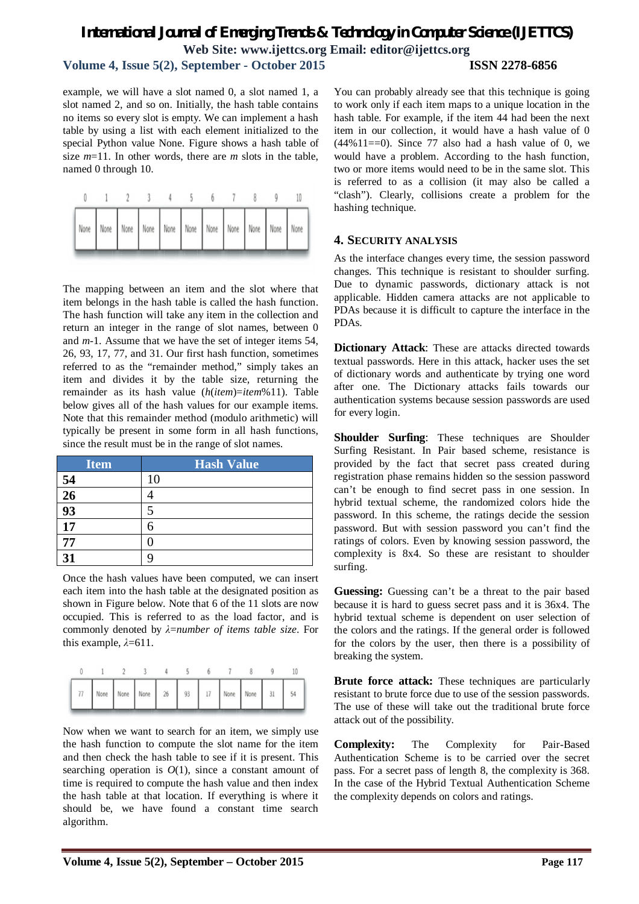example, we will have a slot named 0, a slot named 1, a slot named 2, and so on. Initially, the hash table contains no items so every slot is empty. We can implement a hash table by using a list with each element initialized to the special Python value None. Figure shows a hash table of size $m$=11. In other words, there are $m$ slots in the table, named 0 through 10.

| 0 | 1 | 2 | 3 | 4 | 5 | 6 | 7 | 8 | 9 | 10 |
|---|---|---|---|---|---|---|---|---|---|---|
| None | None | None | None | None | None | None | None | None | None | None |

The mapping between an item and the slot where that item belongs in the hash table is called the hash function. The hash function will take any item in the collection and return an integer in the range of slot names, between 0 and $m$-1. Assume that we have the set of integer items 54, 26, 93, 17, 77, and 31. Our first hash function, sometimes referred to as the "remainder method," simply takes an item and divides it by the table size, returning the remainder as its hash value ($h(item)=item\%11$). Table below gives all of the hash values for our example items. Note that this remainder method (modulo arithmetic) will typically be present in some form in all hash functions, since the result must be in the range of slot names.

| Item | Hash Value |
|---|---|
| **54** | 10 |
| **26** | 4 |
| **93** | 5 |
| **17** | 6 |
| **77** | 0 |
| **31** | 9 |

Once the hash values have been computed, we can insert each item into the hash table at the designated position as shown in Figure below. Note that 6 of the 11 slots are now occupied. This is referred to as the load factor, and is commonly denoted by $\lambda$=*number of items table size*. For this example, $\lambda$=611.

| 0 | 1 | 2 | 3 | 4 | 5 | 6 | 7 | 8 | 9 | 10 |
|---|---|---|---|---|---|---|---|---|---|---|
| 77 | None | None | None | 26 | 93 | 17 | None | None | 31 | 54 |

Now when we want to search for an item, we simply use the hash function to compute the slot name for the item and then check the hash table to see if it is present. This searching operation is $O(1)$, since a constant amount of time is required to compute the hash value and then index the hash table at that location. If everything is where it should be, we have found a constant time search algorithm.

You can probably already see that this technique is going to work only if each item maps to a unique location in the hash table. For example, if the item 44 had been the next item in our collection, it would have a hash value of 0 (44%11==0). Since 77 also had a hash value of 0, we would have a problem. According to the hash function, two or more items would need to be in the same slot. This is referred to as a collision (it may also be called a "clash"). Clearly, collisions create a problem for the hashing technique.

## 4. Security Analysis

As the interface changes every time, the session password changes. This technique is resistant to shoulder surfing. Due to dynamic passwords, dictionary attack is not applicable. Hidden camera attacks are not applicable to PDAs because it is difficult to capture the interface in the PDAs.

**Dictionary Attack**: These are attacks directed towards textual passwords. Here in this attack, hacker uses the set of dictionary words and authenticate by trying one word after one. The Dictionary attacks fails towards our authentication systems because session passwords are used for every login.

**Shoulder Surfing**: These techniques are Shoulder Surfing Resistant. In Pair based scheme, resistance is provided by the fact that secret pass created during registration phase remains hidden so the session password can't be enough to find secret pass in one session. In hybrid textual scheme, the randomized colors hide the password. In this scheme, the ratings decide the session password. But with session password you can't find the ratings of colors. Even by knowing session password, the complexity is 8x4. So these are resistant to shoulder surfing.

**Guessing:** Guessing can't be a threat to the pair based because it is hard to guess secret pass and it is 36x4. The hybrid textual scheme is dependent on user selection of the colors and the ratings. If the general order is followed for the colors by the user, then there is a possibility of breaking the system.

**Brute force attack:** These techniques are particularly resistant to brute force due to use of the session passwords. The use of these will take out the traditional brute force attack out of the possibility.

**Complexity:** The Complexity for Pair-Based Authentication Scheme is to be carried over the secret pass. For a secret pass of length 8, the complexity is 368. In the case of the Hybrid Textual Authentication Scheme the complexity depends on colors and ratings.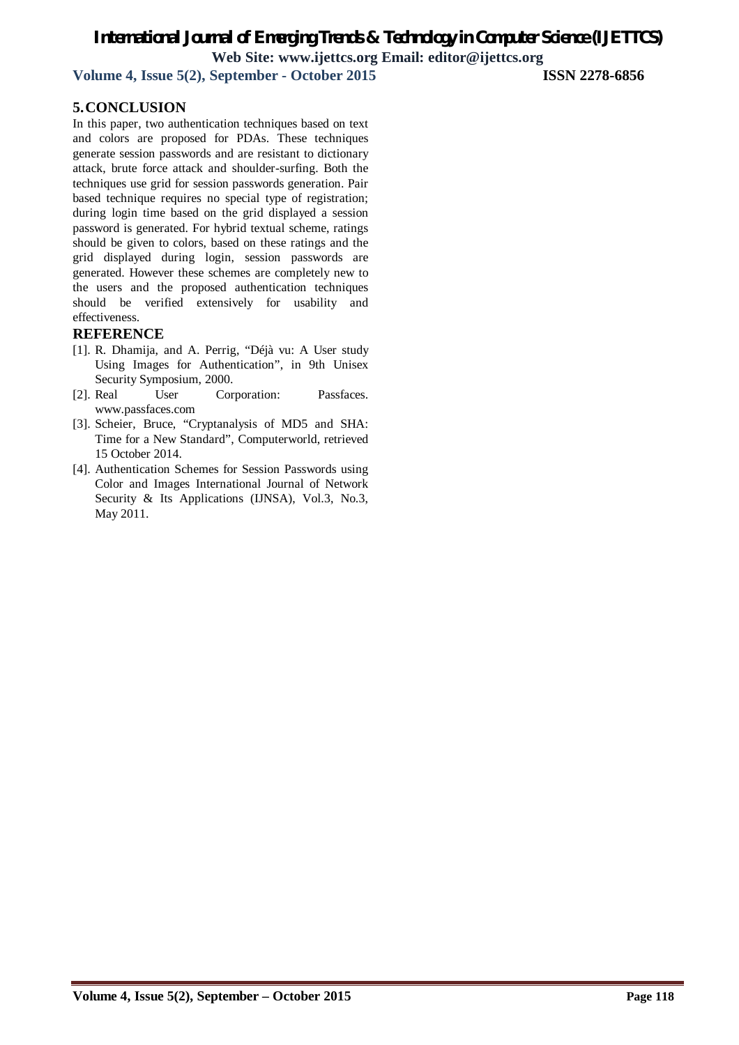## 5. CONCLUSION

In this paper, two authentication techniques based on text and colors are proposed for PDAs. These techniques generate session passwords and are resistant to dictionary attack, brute force attack and shoulder-surfing. Both the techniques use grid for session passwords generation. Pair based technique requires no special type of registration; during login time based on the grid displayed a session password is generated. For hybrid textual scheme, ratings should be given to colors, based on these ratings and the grid displayed during login, session passwords are generated. However these schemes are completely new to the users and the proposed authentication techniques should be verified extensively for usability and effectiveness.

## REFERENCE

[1]. R. Dhamija, and A. Perrig, "Déjà vu: A User study Using Images for Authentication", in 9th Unisex Security Symposium, 2000.

[2]. Real User Corporation: Passfaces. www.passfaces.com

[3]. Scheier, Bruce, "Cryptanalysis of MD5 and SHA: Time for a New Standard", Computerworld, retrieved 15 October 2014.

[4]. Authentication Schemes for Session Passwords using Color and Images International Journal of Network Security & Its Applications (IJNSA), Vol.3, No.3, May 2011.